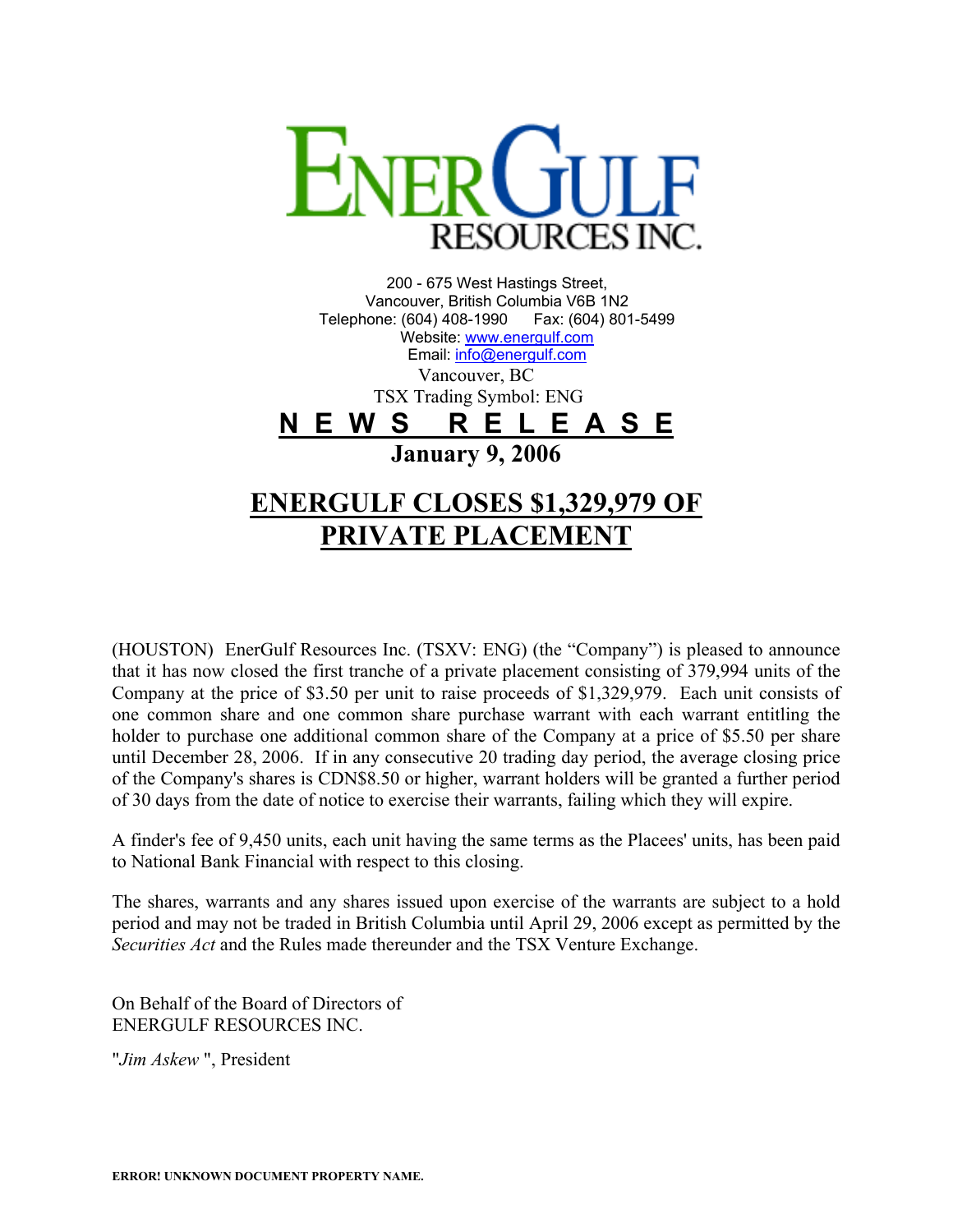**ENERGULF RESOURCES INC.**

200 - 675 West Hastings Street,
Vancouver, British Columbia V6B 1N2
Telephone: (604) 408-1990 Fax: (604) 801-5499
Website: www.energulf.com
Email: info@energulf.com
Vancouver, BC
TSX Trading Symbol: ENG

# N E W S R E L E A S E

**January 9, 2006**

# ENERGULF CLOSES $1,329,979 OF PRIVATE PLACEMENT

(HOUSTON) EnerGulf Resources Inc. (TSXV: ENG) (the "Company") is pleased to announce that it has now closed the first tranche of a private placement consisting of 379,994 units of the Company at the price of $3.50 per unit to raise proceeds of $1,329,979. Each unit consists of one common share and one common share purchase warrant with each warrant entitling the holder to purchase one additional common share of the Company at a price of $5.50 per share until December 28, 2006. If in any consecutive 20 trading day period, the average closing price of the Company's shares is CDN$8.50 or higher, warrant holders will be granted a further period of 30 days from the date of notice to exercise their warrants, failing which they will expire.

A finder's fee of 9,450 units, each unit having the same terms as the Placees' units, has been paid to National Bank Financial with respect to this closing.

The shares, warrants and any shares issued upon exercise of the warrants are subject to a hold period and may not be traded in British Columbia until April 29, 2006 except as permitted by the *Securities Act* and the Rules made thereunder and the TSX Venture Exchange.

On Behalf of the Board of Directors of
ENERGULF RESOURCES INC.

"*Jim Askew* ", President

**ERROR! UNKNOWN DOCUMENT PROPERTY NAME.**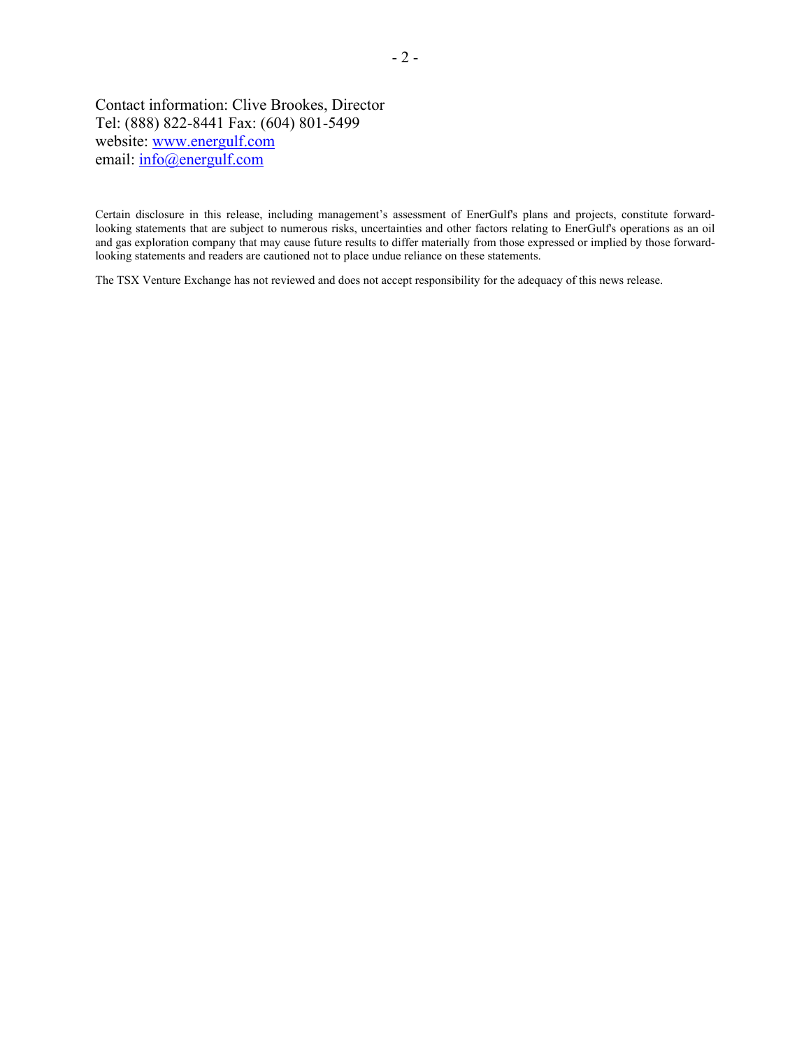Contact information: Clive Brookes, Director
Tel: (888) 822-8441 Fax: (604) 801-5499
website: www.energulf.com
email: info@energulf.com

Certain disclosure in this release, including management's assessment of EnerGulf's plans and projects, constitute forward-looking statements that are subject to numerous risks, uncertainties and other factors relating to EnerGulf's operations as an oil and gas exploration company that may cause future results to differ materially from those expressed or implied by those forward-looking statements and readers are cautioned not to place undue reliance on these statements.

The TSX Venture Exchange has not reviewed and does not accept responsibility for the adequacy of this news release.